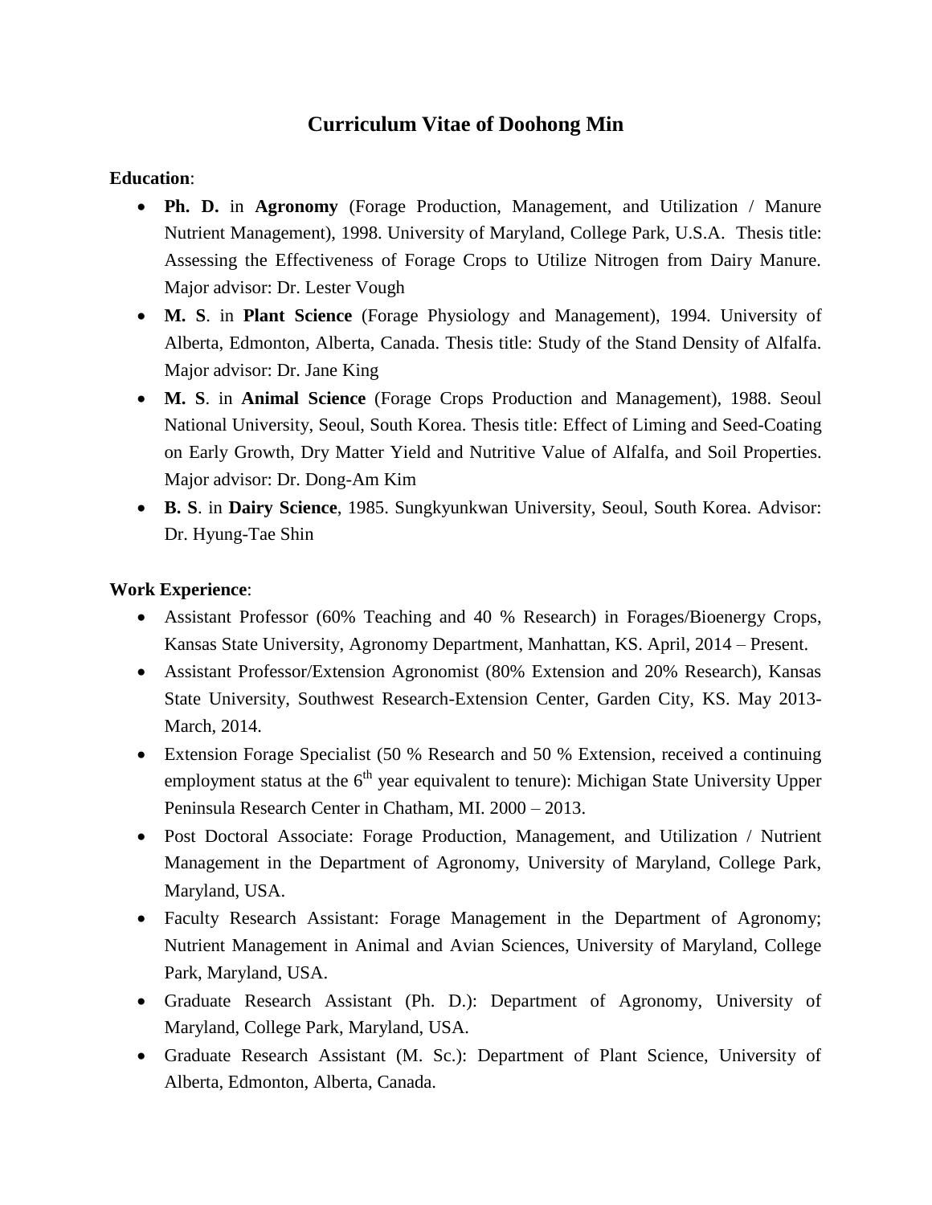# Curriculum Vitae of Doohong Min

**Education**:

- **Ph. D.** in **Agronomy** (Forage Production, Management, and Utilization / Manure Nutrient Management), 1998. University of Maryland, College Park, U.S.A. Thesis title: Assessing the Effectiveness of Forage Crops to Utilize Nitrogen from Dairy Manure. Major advisor: Dr. Lester Vough
- **M. S**. in **Plant Science** (Forage Physiology and Management), 1994. University of Alberta, Edmonton, Alberta, Canada. Thesis title: Study of the Stand Density of Alfalfa. Major advisor: Dr. Jane King
- **M. S**. in **Animal Science** (Forage Crops Production and Management), 1988. Seoul National University, Seoul, South Korea. Thesis title: Effect of Liming and Seed-Coating on Early Growth, Dry Matter Yield and Nutritive Value of Alfalfa, and Soil Properties. Major advisor: Dr. Dong-Am Kim
- **B. S**. in **Dairy Science**, 1985. Sungkyunkwan University, Seoul, South Korea. Advisor: Dr. Hyung-Tae Shin

**Work Experience**:

- Assistant Professor (60% Teaching and 40 % Research) in Forages/Bioenergy Crops, Kansas State University, Agronomy Department, Manhattan, KS. April, 2014 – Present.
- Assistant Professor/Extension Agronomist (80% Extension and 20% Research), Kansas State University, Southwest Research-Extension Center, Garden City, KS. May 2013-March, 2014.
- Extension Forage Specialist (50 % Research and 50 % Extension, received a continuing employment status at the 6th year equivalent to tenure): Michigan State University Upper Peninsula Research Center in Chatham, MI. 2000 – 2013.
- Post Doctoral Associate: Forage Production, Management, and Utilization / Nutrient Management in the Department of Agronomy, University of Maryland, College Park, Maryland, USA.
- Faculty Research Assistant: Forage Management in the Department of Agronomy; Nutrient Management in Animal and Avian Sciences, University of Maryland, College Park, Maryland, USA.
- Graduate Research Assistant (Ph. D.): Department of Agronomy, University of Maryland, College Park, Maryland, USA.
- Graduate Research Assistant (M. Sc.): Department of Plant Science, University of Alberta, Edmonton, Alberta, Canada.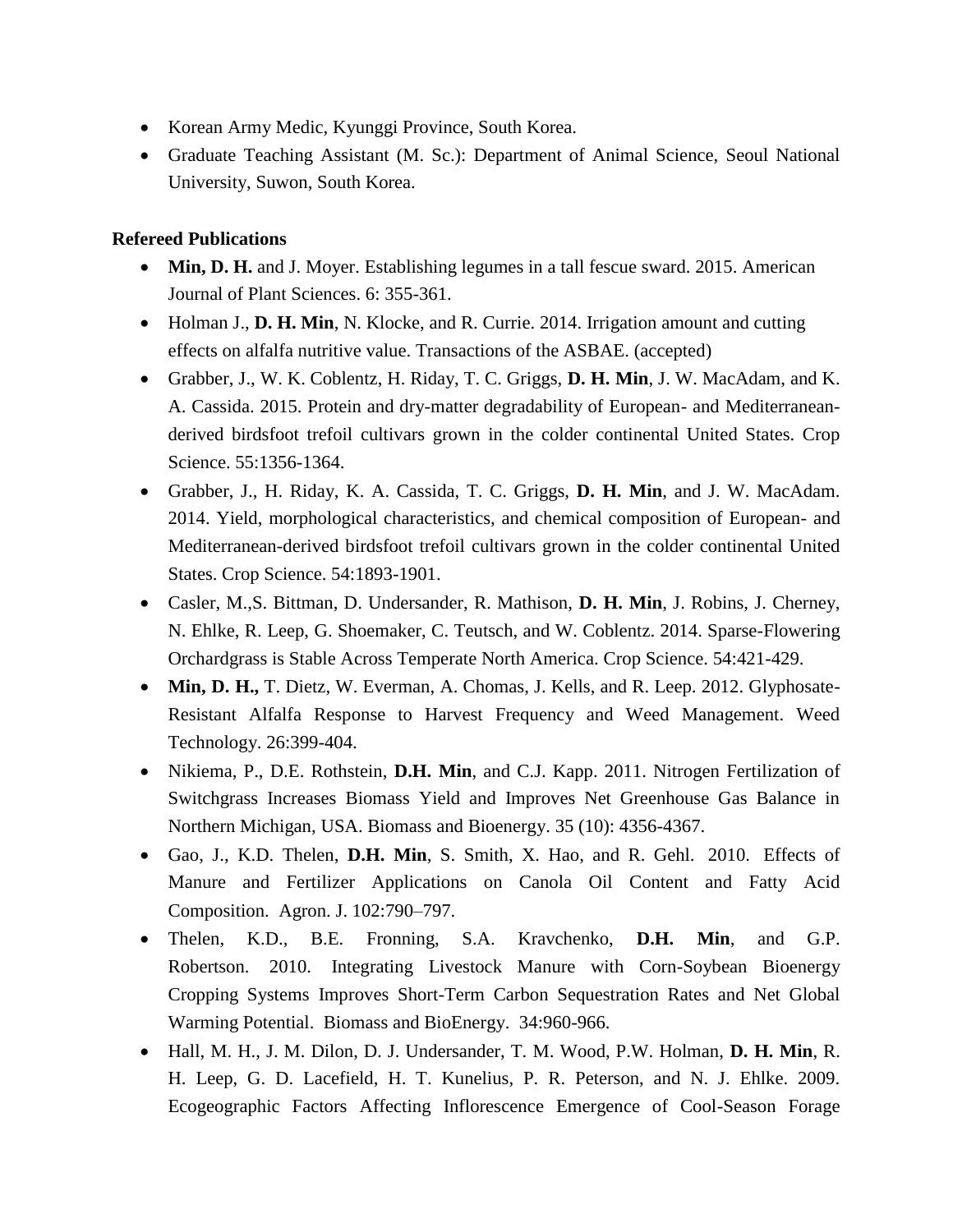- Korean Army Medic, Kyunggi Province, South Korea.
- Graduate Teaching Assistant (M. Sc.): Department of Animal Science, Seoul National University, Suwon, South Korea.

**Refereed Publications**

- **Min, D. H.** and J. Moyer. Establishing legumes in a tall fescue sward. 2015. American Journal of Plant Sciences. 6: 355-361.
- Holman J., **D. H. Min**, N. Klocke, and R. Currie. 2014. Irrigation amount and cutting effects on alfalfa nutritive value. Transactions of the ASBAE. (accepted)
- Grabber, J., W. K. Coblentz, H. Riday, T. C. Griggs, **D. H. Min**, J. W. MacAdam, and K. A. Cassida. 2015. Protein and dry-matter degradability of European- and Mediterranean-derived birdsfoot trefoil cultivars grown in the colder continental United States. Crop Science. 55:1356-1364.
- Grabber, J., H. Riday, K. A. Cassida, T. C. Griggs, **D. H. Min**, and J. W. MacAdam. 2014. Yield, morphological characteristics, and chemical composition of European- and Mediterranean-derived birdsfoot trefoil cultivars grown in the colder continental United States. Crop Science. 54:1893-1901.
- Casler, M.,S. Bittman, D. Undersander, R. Mathison, **D. H. Min**, J. Robins, J. Cherney, N. Ehlke, R. Leep, G. Shoemaker, C. Teutsch, and W. Coblentz. 2014. Sparse-Flowering Orchardgrass is Stable Across Temperate North America. Crop Science. 54:421-429.
- **Min, D. H.,** T. Dietz, W. Everman, A. Chomas, J. Kells, and R. Leep. 2012. Glyphosate-Resistant Alfalfa Response to Harvest Frequency and Weed Management. Weed Technology. 26:399-404.
- Nikiema, P., D.E. Rothstein, **D.H. Min**, and C.J. Kapp. 2011. Nitrogen Fertilization of Switchgrass Increases Biomass Yield and Improves Net Greenhouse Gas Balance in Northern Michigan, USA. Biomass and Bioenergy. 35 (10): 4356-4367.
- Gao, J., K.D. Thelen, **D.H. Min**, S. Smith, X. Hao, and R. Gehl. 2010. Effects of Manure and Fertilizer Applications on Canola Oil Content and Fatty Acid Composition. Agron. J. 102:790–797.
- Thelen, K.D., B.E. Fronning, S.A. Kravchenko, **D.H. Min**, and G.P. Robertson. 2010. Integrating Livestock Manure with Corn-Soybean Bioenergy Cropping Systems Improves Short-Term Carbon Sequestration Rates and Net Global Warming Potential. Biomass and BioEnergy. 34:960-966.
- Hall, M. H., J. M. Dilon, D. J. Undersander, T. M. Wood, P.W. Holman, **D. H. Min**, R. H. Leep, G. D. Lacefield, H. T. Kunelius, P. R. Peterson, and N. J. Ehlke. 2009. Ecogeographic Factors Affecting Inflorescence Emergence of Cool-Season Forage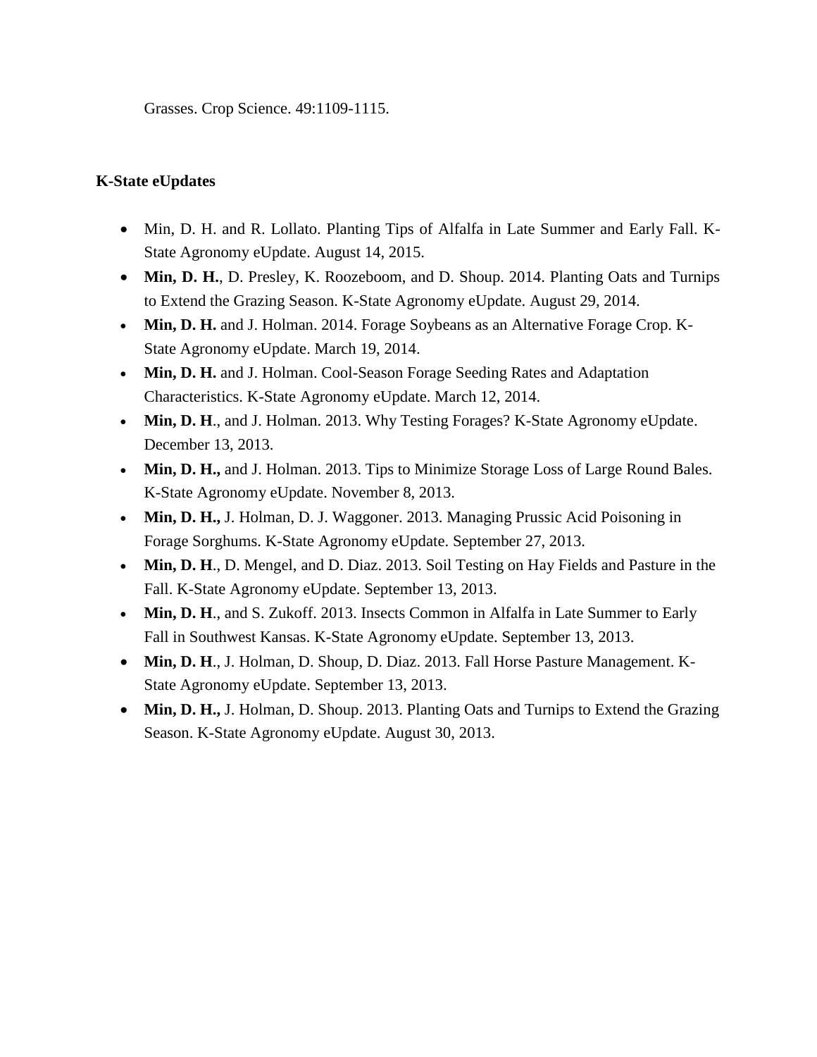Grasses. Crop Science. 49:1109-1115.

**K-State eUpdates**

- Min, D. H. and R. Lollato. Planting Tips of Alfalfa in Late Summer and Early Fall. K-State Agronomy eUpdate. August 14, 2015.
- **Min, D. H.**, D. Presley, K. Roozeboom, and D. Shoup. 2014. Planting Oats and Turnips to Extend the Grazing Season. K-State Agronomy eUpdate. August 29, 2014.
- **Min, D. H.** and J. Holman. 2014. Forage Soybeans as an Alternative Forage Crop. K-State Agronomy eUpdate. March 19, 2014.
- **Min, D. H.** and J. Holman. Cool-Season Forage Seeding Rates and Adaptation Characteristics. K-State Agronomy eUpdate. March 12, 2014.
- **Min, D. H**., and J. Holman. 2013. Why Testing Forages? K-State Agronomy eUpdate. December 13, 2013.
- **Min, D. H.,** and J. Holman. 2013. Tips to Minimize Storage Loss of Large Round Bales. K-State Agronomy eUpdate. November 8, 2013.
- **Min, D. H.,** J. Holman, D. J. Waggoner. 2013. Managing Prussic Acid Poisoning in Forage Sorghums. K-State Agronomy eUpdate. September 27, 2013.
- **Min, D. H**., D. Mengel, and D. Diaz. 2013. Soil Testing on Hay Fields and Pasture in the Fall. K-State Agronomy eUpdate. September 13, 2013.
- **Min, D. H**., and S. Zukoff. 2013. Insects Common in Alfalfa in Late Summer to Early Fall in Southwest Kansas. K-State Agronomy eUpdate. September 13, 2013.
- **Min, D. H**., J. Holman, D. Shoup, D. Diaz. 2013. Fall Horse Pasture Management. K-State Agronomy eUpdate. September 13, 2013.
- **Min, D. H.,** J. Holman, D. Shoup. 2013. Planting Oats and Turnips to Extend the Grazing Season. K-State Agronomy eUpdate. August 30, 2013.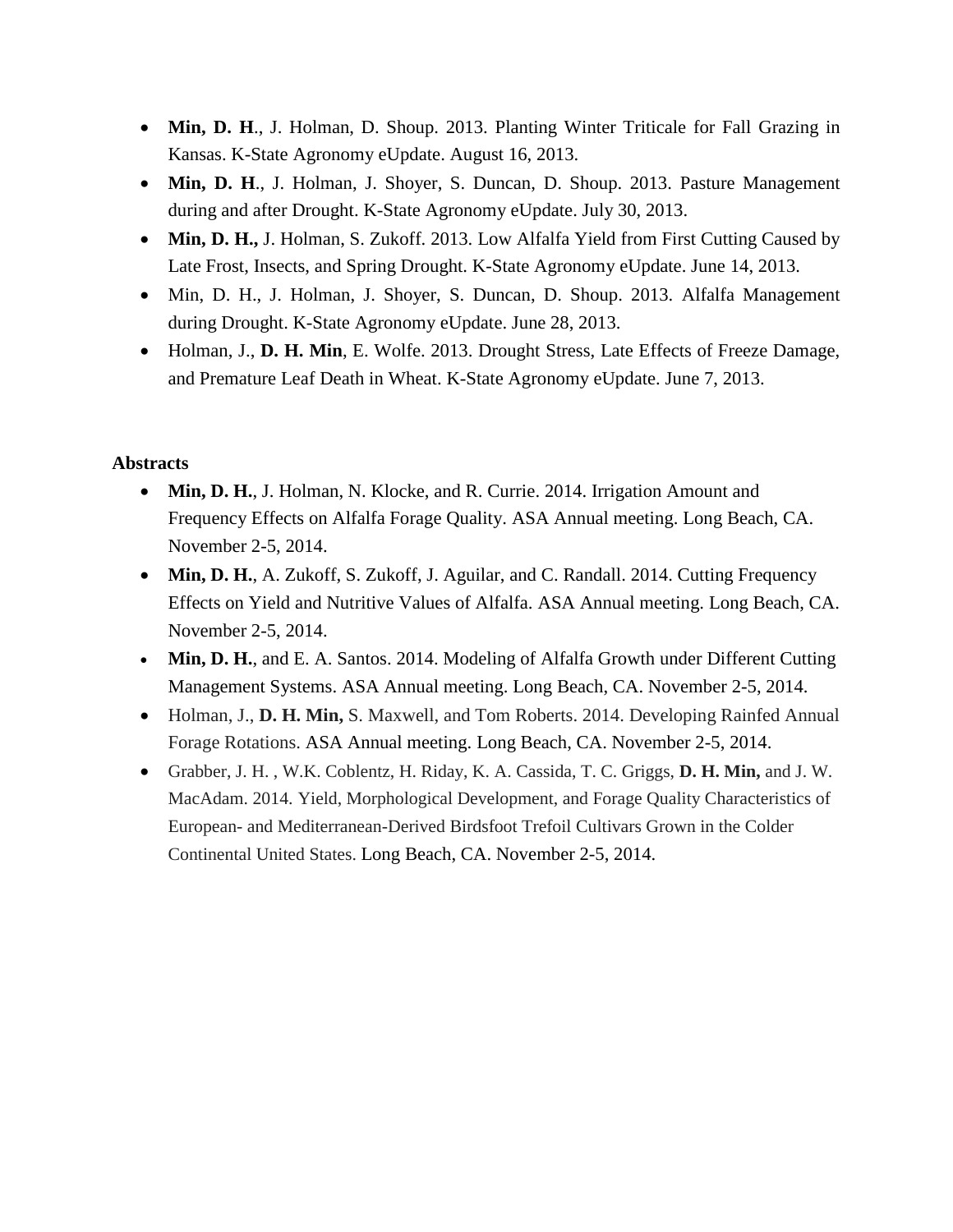- **Min, D. H**., J. Holman, D. Shoup. 2013. Planting Winter Triticale for Fall Grazing in Kansas. K-State Agronomy eUpdate. August 16, 2013.
- **Min, D. H**., J. Holman, J. Shoyer, S. Duncan, D. Shoup. 2013. Pasture Management during and after Drought. K-State Agronomy eUpdate. July 30, 2013.
- **Min, D. H.,** J. Holman, S. Zukoff. 2013. Low Alfalfa Yield from First Cutting Caused by Late Frost, Insects, and Spring Drought. K-State Agronomy eUpdate. June 14, 2013.
- Min, D. H., J. Holman, J. Shoyer, S. Duncan, D. Shoup. 2013. Alfalfa Management during Drought. K-State Agronomy eUpdate. June 28, 2013.
- Holman, J., **D. H. Min**, E. Wolfe. 2013. Drought Stress, Late Effects of Freeze Damage, and Premature Leaf Death in Wheat. K-State Agronomy eUpdate. June 7, 2013.

**Abstracts**

- **Min, D. H.**, J. Holman, N. Klocke, and R. Currie. 2014. Irrigation Amount and Frequency Effects on Alfalfa Forage Quality. ASA Annual meeting. Long Beach, CA. November 2-5, 2014.
- **Min, D. H.**, A. Zukoff, S. Zukoff, J. Aguilar, and C. Randall. 2014. Cutting Frequency Effects on Yield and Nutritive Values of Alfalfa. ASA Annual meeting. Long Beach, CA. November 2-5, 2014.
- **Min, D. H.**, and E. A. Santos. 2014. Modeling of Alfalfa Growth under Different Cutting Management Systems. ASA Annual meeting. Long Beach, CA. November 2-5, 2014.
- Holman, J., **D. H. Min,** S. Maxwell, and Tom Roberts. 2014. Developing Rainfed Annual Forage Rotations. ASA Annual meeting. Long Beach, CA. November 2-5, 2014.
- Grabber, J. H. , W.K. Coblentz, H. Riday, K. A. Cassida, T. C. Griggs, **D. H. Min,** and J. W. MacAdam. 2014. Yield, Morphological Development, and Forage Quality Characteristics of European- and Mediterranean-Derived Birdsfoot Trefoil Cultivars Grown in the Colder Continental United States. Long Beach, CA. November 2-5, 2014.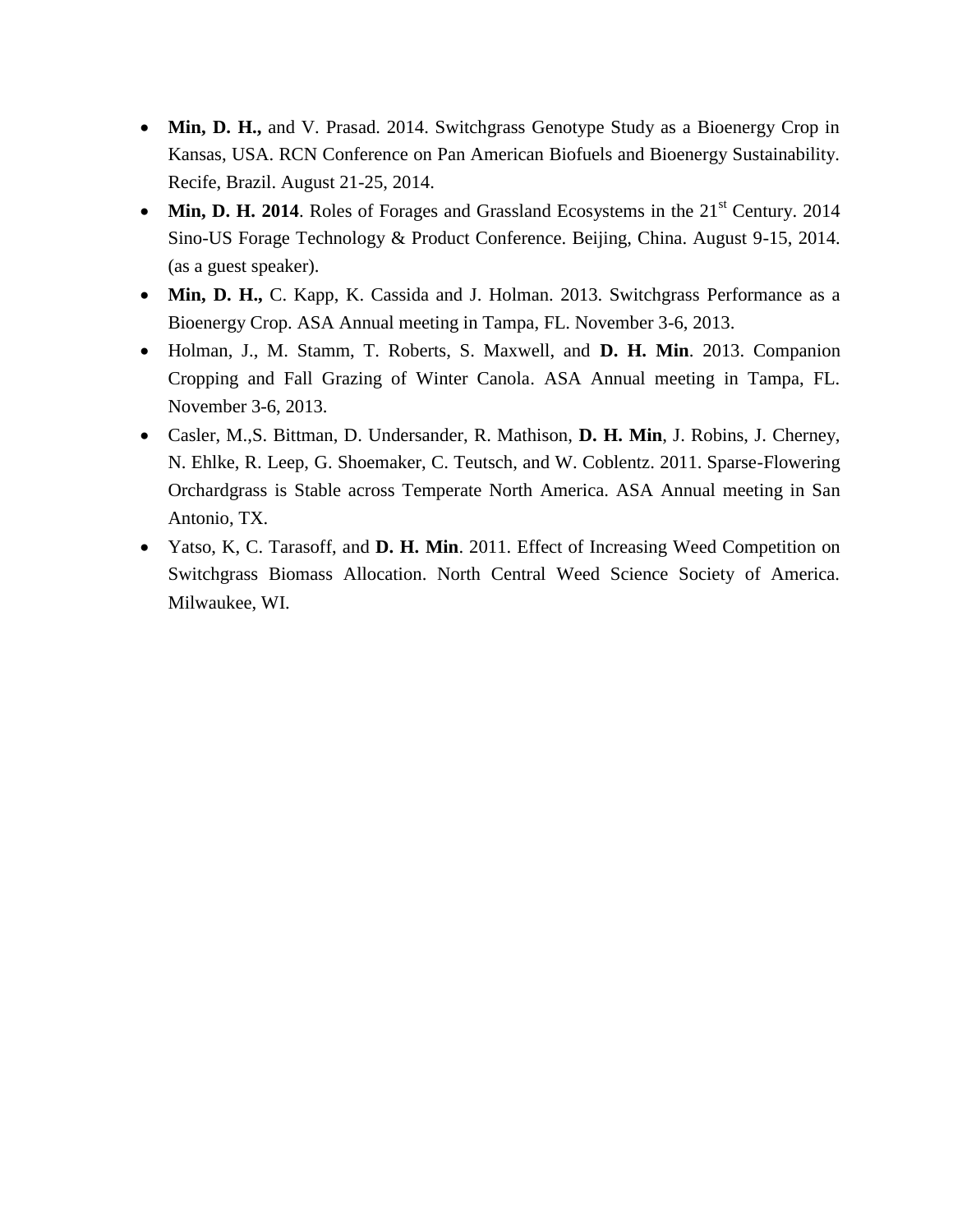- **Min, D. H.,** and V. Prasad. 2014. Switchgrass Genotype Study as a Bioenergy Crop in Kansas, USA. RCN Conference on Pan American Biofuels and Bioenergy Sustainability. Recife, Brazil. August 21-25, 2014.
- **Min, D. H. 2014**. Roles of Forages and Grassland Ecosystems in the 21st Century. 2014 Sino-US Forage Technology & Product Conference. Beijing, China. August 9-15, 2014. (as a guest speaker).
- **Min, D. H.,** C. Kapp, K. Cassida and J. Holman. 2013. Switchgrass Performance as a Bioenergy Crop. ASA Annual meeting in Tampa, FL. November 3-6, 2013.
- Holman, J., M. Stamm, T. Roberts, S. Maxwell, and **D. H. Min**. 2013. Companion Cropping and Fall Grazing of Winter Canola. ASA Annual meeting in Tampa, FL. November 3-6, 2013.
- Casler, M.,S. Bittman, D. Undersander, R. Mathison, **D. H. Min**, J. Robins, J. Cherney, N. Ehlke, R. Leep, G. Shoemaker, C. Teutsch, and W. Coblentz. 2011. Sparse-Flowering Orchardgrass is Stable across Temperate North America. ASA Annual meeting in San Antonio, TX.
- Yatso, K, C. Tarasoff, and **D. H. Min**. 2011. Effect of Increasing Weed Competition on Switchgrass Biomass Allocation. North Central Weed Science Society of America. Milwaukee, WI.